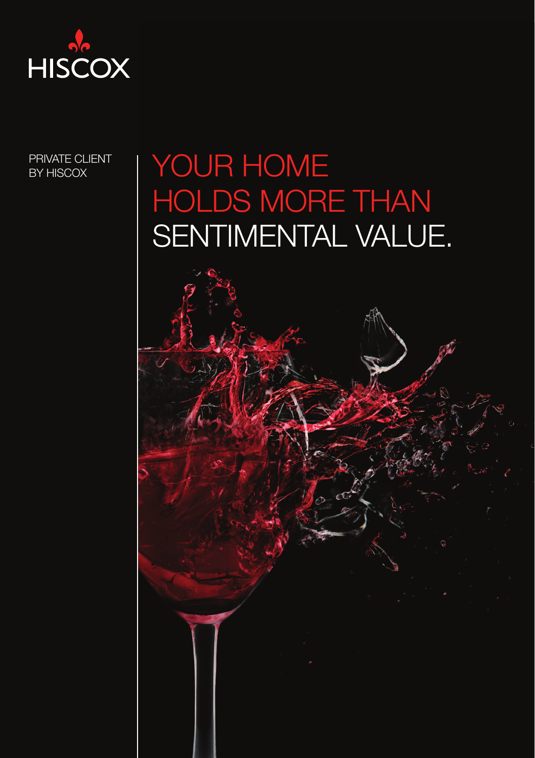HISCOX

PRIVATE CLIENT
BY HISCOX

# YOUR HOME HOLDS MORE THAN SENTIMENTAL VALUE.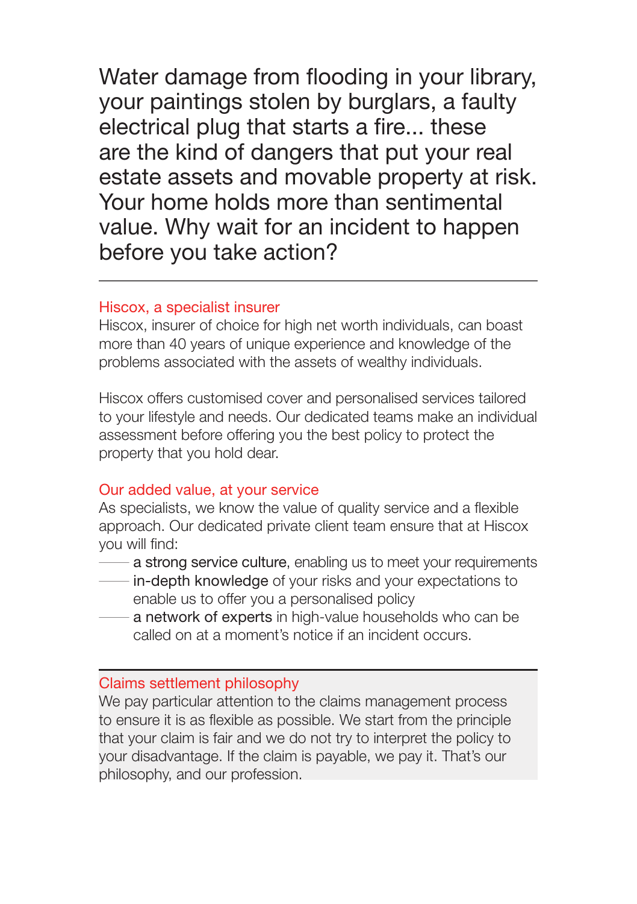Water damage from flooding in your library, your paintings stolen by burglars, a faulty electrical plug that starts a fire... these are the kind of dangers that put your real estate assets and movable property at risk. Your home holds more than sentimental value. Why wait for an incident to happen before you take action?

---

## Hiscox, a specialist insurer

Hiscox, insurer of choice for high net worth individuals, can boast more than 40 years of unique experience and knowledge of the problems associated with the assets of wealthy individuals.

Hiscox offers customised cover and personalised services tailored to your lifestyle and needs. Our dedicated teams make an individual assessment before offering you the best policy to protect the property that you hold dear.

## Our added value, at your service

As specialists, we know the value of quality service and a flexible approach. Our dedicated private client team ensure that at Hiscox you will find:

- a strong service culture, enabling us to meet your requirements
- in-depth knowledge of your risks and your expectations to enable us to offer you a personalised policy
- a network of experts in high-value households who can be called on at a moment's notice if an incident occurs.

---

## Claims settlement philosophy

We pay particular attention to the claims management process to ensure it is as flexible as possible. We start from the principle that your claim is fair and we do not try to interpret the policy to your disadvantage. If the claim is payable, we pay it. That's our philosophy, and our profession.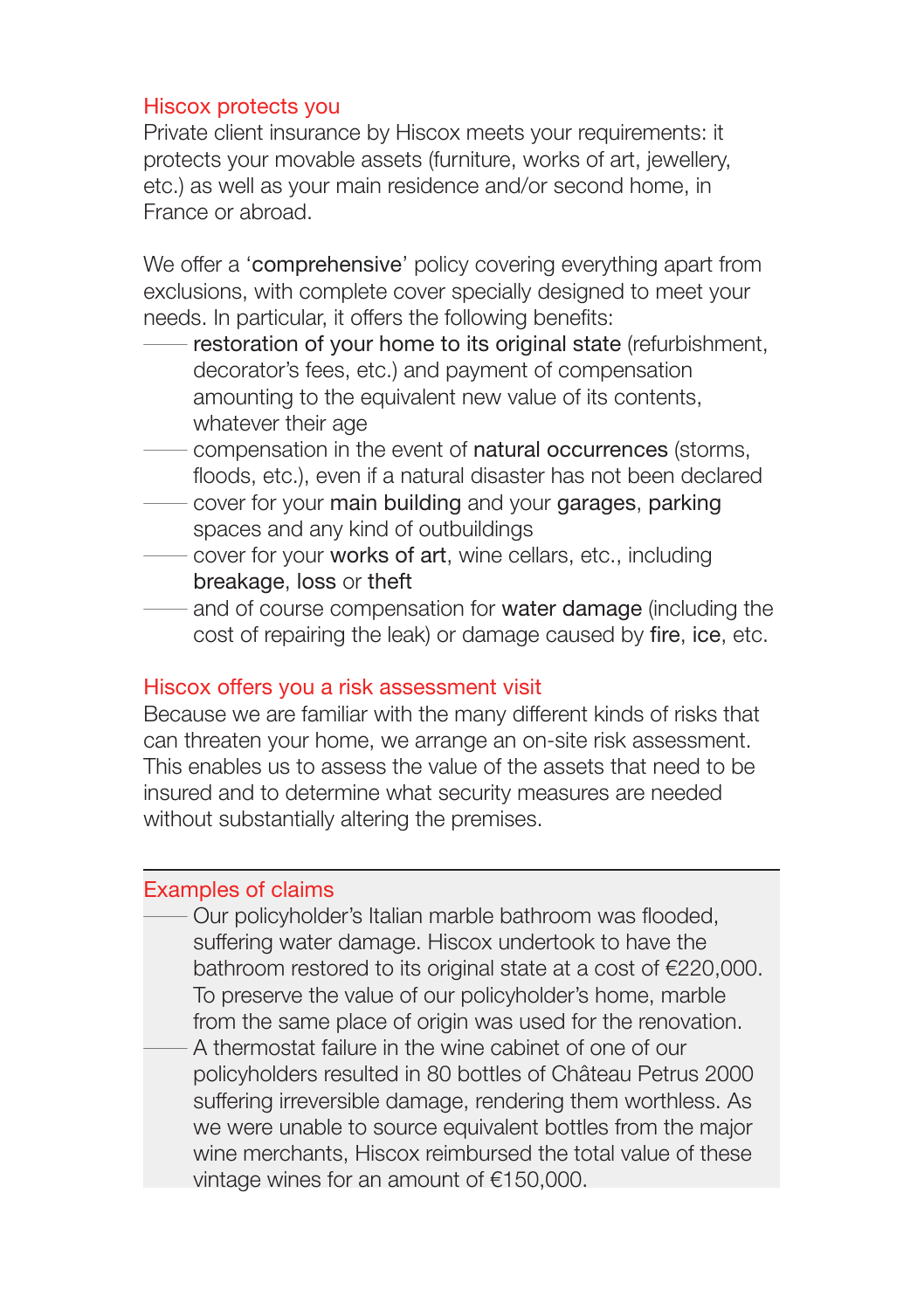## Hiscox protects you

Private client insurance by Hiscox meets your requirements: it protects your movable assets (furniture, works of art, jewellery, etc.) as well as your main residence and/or second home, in France or abroad.

We offer a 'comprehensive' policy covering everything apart from exclusions, with complete cover specially designed to meet your needs. In particular, it offers the following benefits:

- restoration of your home to its original state (refurbishment, decorator's fees, etc.) and payment of compensation amounting to the equivalent new value of its contents, whatever their age
- compensation in the event of natural occurrences (storms, floods, etc.), even if a natural disaster has not been declared
- cover for your main building and your garages, parking spaces and any kind of outbuildings
- cover for your works of art, wine cellars, etc., including breakage, loss or theft
- and of course compensation for water damage (including the cost of repairing the leak) or damage caused by fire, ice, etc.

## Hiscox offers you a risk assessment visit

Because we are familiar with the many different kinds of risks that can threaten your home, we arrange an on-site risk assessment. This enables us to assess the value of the assets that need to be insured and to determine what security measures are needed without substantially altering the premises.

## Examples of claims

- Our policyholder's Italian marble bathroom was flooded, suffering water damage. Hiscox undertook to have the bathroom restored to its original state at a cost of €220,000. To preserve the value of our policyholder's home, marble from the same place of origin was used for the renovation.
- A thermostat failure in the wine cabinet of one of our policyholders resulted in 80 bottles of Château Petrus 2000 suffering irreversible damage, rendering them worthless. As we were unable to source equivalent bottles from the major wine merchants, Hiscox reimbursed the total value of these vintage wines for an amount of €150,000.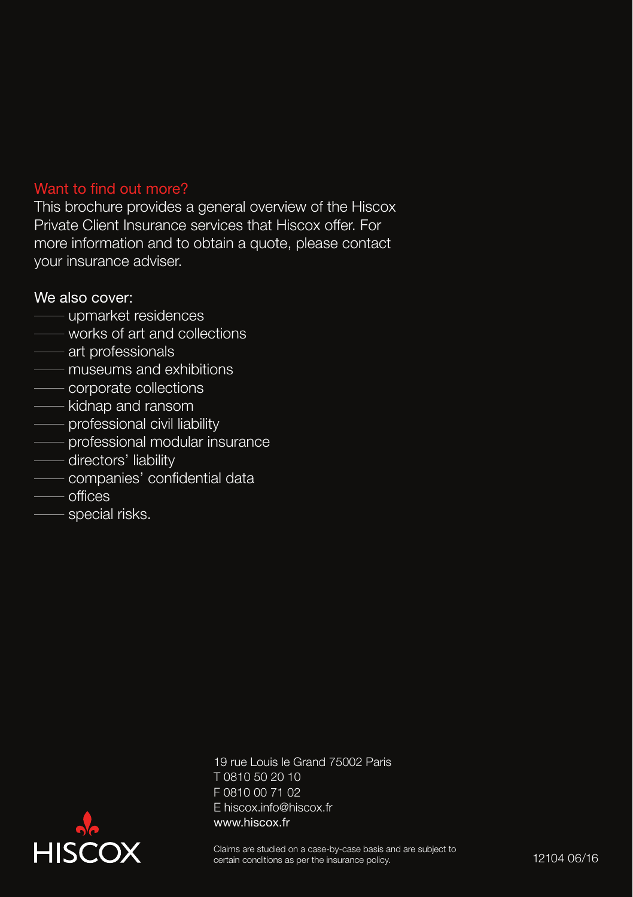## Want to find out more?

This brochure provides a general overview of the Hiscox Private Client Insurance services that Hiscox offer. For more information and to obtain a quote, please contact your insurance adviser.

We also cover:

- upmarket residences
- works of art and collections
- art professionals
- museums and exhibitions
- corporate collections
- kidnap and ransom
- professional civil liability
- professional modular insurance
- directors' liability
- companies' confidential data
- offices
- special risks.

HISCOX

19 rue Louis le Grand 75002 Paris
T 0810 50 20 10
F 0810 00 71 02
E hiscox.info@hiscox.fr
www.hiscox.fr

Claims are studied on a case-by-case basis and are subject to certain conditions as per the insurance policy.

12104 06/16